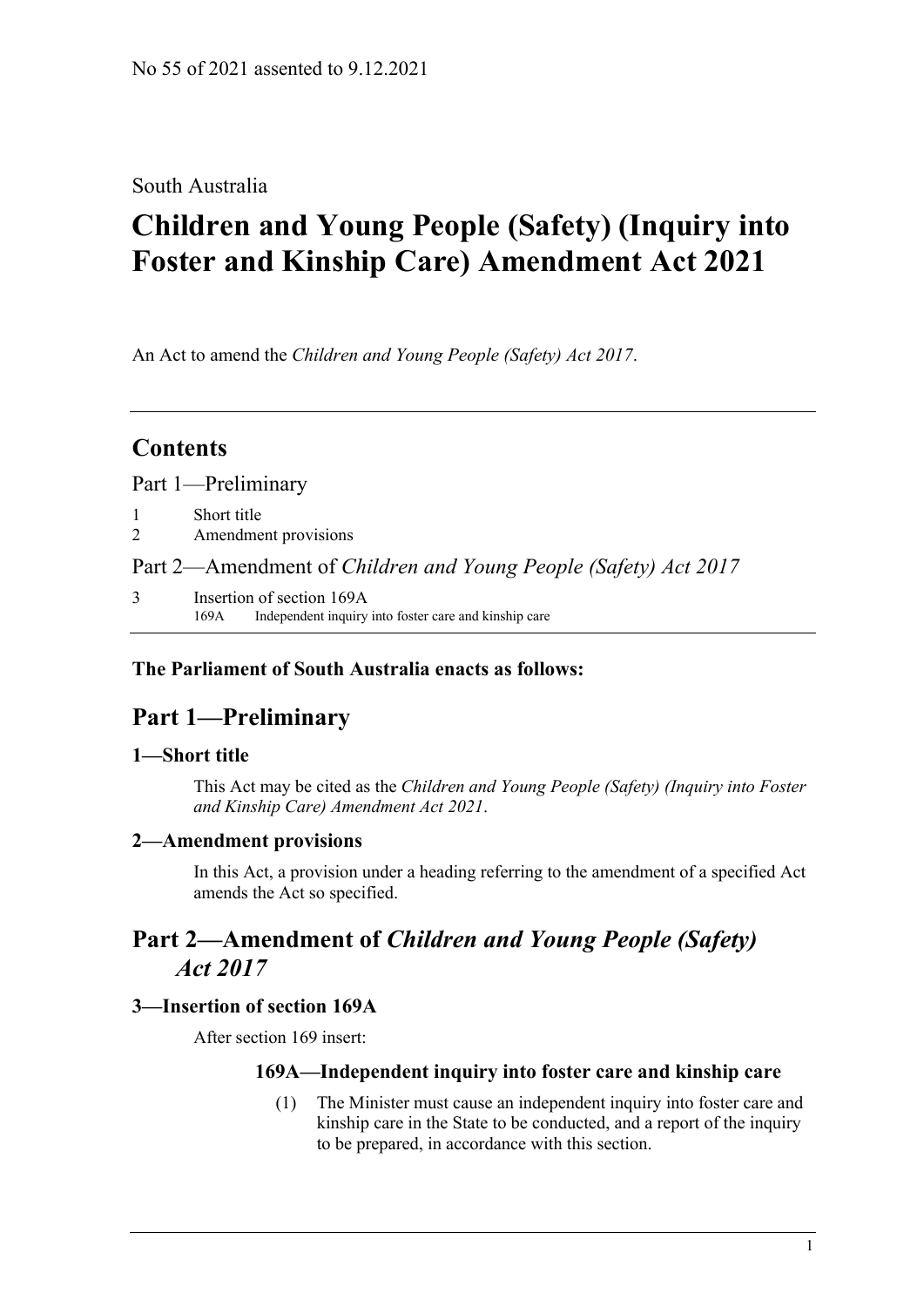No 55 of 2021 assented to 9.12.2021

South Australia

# Children and Young People (Safety) (Inquiry into Foster and Kinship Care) Amendment Act 2021

An Act to amend the *Children and Young People (Safety) Act 2017*.

---

## Contents

Part 1—Preliminary

1 Short title
2 Amendment provisions

Part 2—Amendment of *Children and Young People (Safety) Act 2017*

3 Insertion of section 169A
169A Independent inquiry into foster care and kinship care

---

**The Parliament of South Australia enacts as follows:**

## Part 1—Preliminary

### 1—Short title

This Act may be cited as the *Children and Young People (Safety) (Inquiry into Foster and Kinship Care) Amendment Act 2021*.

### 2—Amendment provisions

In this Act, a provision under a heading referring to the amendment of a specified Act amends the Act so specified.

## Part 2—Amendment of *Children and Young People (Safety) Act 2017*

### 3—Insertion of section 169A

After section 169 insert:

#### 169A—Independent inquiry into foster care and kinship care

(1) The Minister must cause an independent inquiry into foster care and kinship care in the State to be conducted, and a report of the inquiry to be prepared, in accordance with this section.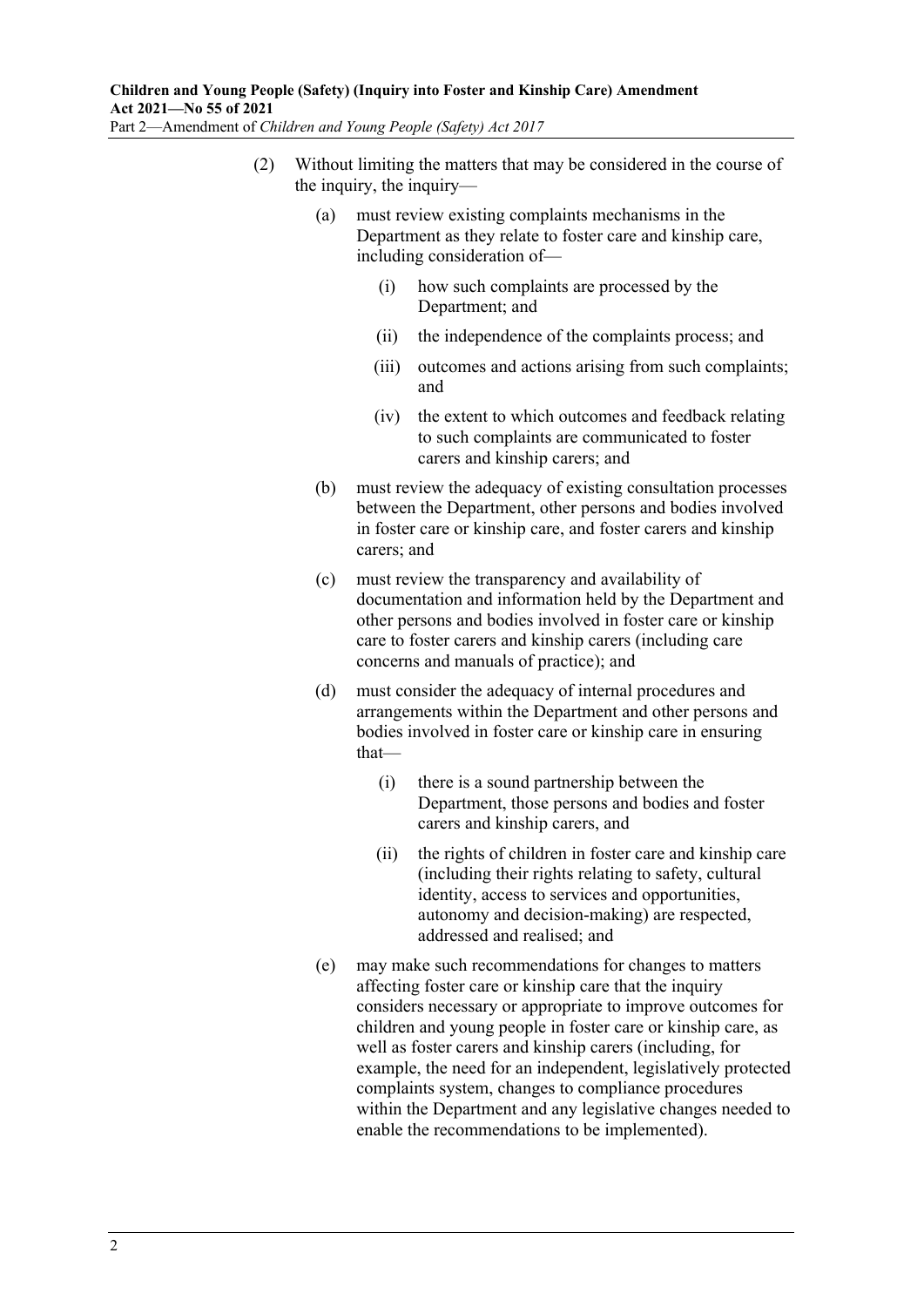(2) Without limiting the matters that may be considered in the course of the inquiry, the inquiry—

   (a) must review existing complaints mechanisms in the Department as they relate to foster care and kinship care, including consideration of—

      (i) how such complaints are processed by the Department; and

      (ii) the independence of the complaints process; and

      (iii) outcomes and actions arising from such complaints; and

      (iv) the extent to which outcomes and feedback relating to such complaints are communicated to foster carers and kinship carers; and

   (b) must review the adequacy of existing consultation processes between the Department, other persons and bodies involved in foster care or kinship care, and foster carers and kinship carers; and

   (c) must review the transparency and availability of documentation and information held by the Department and other persons and bodies involved in foster care or kinship care to foster carers and kinship carers (including care concerns and manuals of practice); and

   (d) must consider the adequacy of internal procedures and arrangements within the Department and other persons and bodies involved in foster care or kinship care in ensuring that—

      (i) there is a sound partnership between the Department, those persons and bodies and foster carers and kinship carers, and

      (ii) the rights of children in foster care and kinship care (including their rights relating to safety, cultural identity, access to services and opportunities, autonomy and decision-making) are respected, addressed and realised; and

   (e) may make such recommendations for changes to matters affecting foster care or kinship care that the inquiry considers necessary or appropriate to improve outcomes for children and young people in foster care or kinship care, as well as foster carers and kinship carers (including, for example, the need for an independent, legislatively protected complaints system, changes to compliance procedures within the Department and any legislative changes needed to enable the recommendations to be implemented).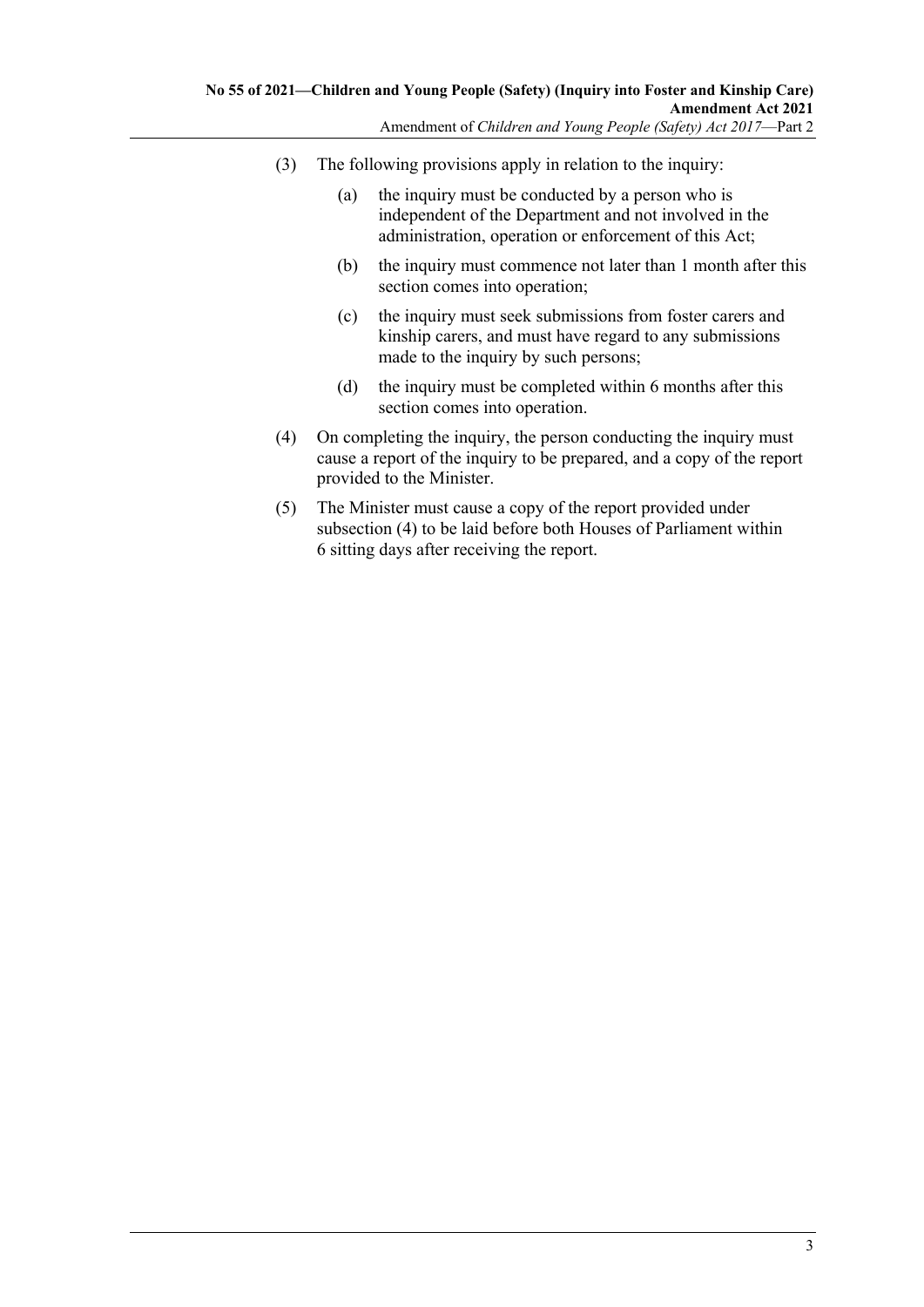(3) The following provisions apply in relation to the inquiry:

(a) the inquiry must be conducted by a person who is independent of the Department and not involved in the administration, operation or enforcement of this Act;

(b) the inquiry must commence not later than 1 month after this section comes into operation;

(c) the inquiry must seek submissions from foster carers and kinship carers, and must have regard to any submissions made to the inquiry by such persons;

(d) the inquiry must be completed within 6 months after this section comes into operation.

(4) On completing the inquiry, the person conducting the inquiry must cause a report of the inquiry to be prepared, and a copy of the report provided to the Minister.

(5) The Minister must cause a copy of the report provided under subsection (4) to be laid before both Houses of Parliament within 6 sitting days after receiving the report.